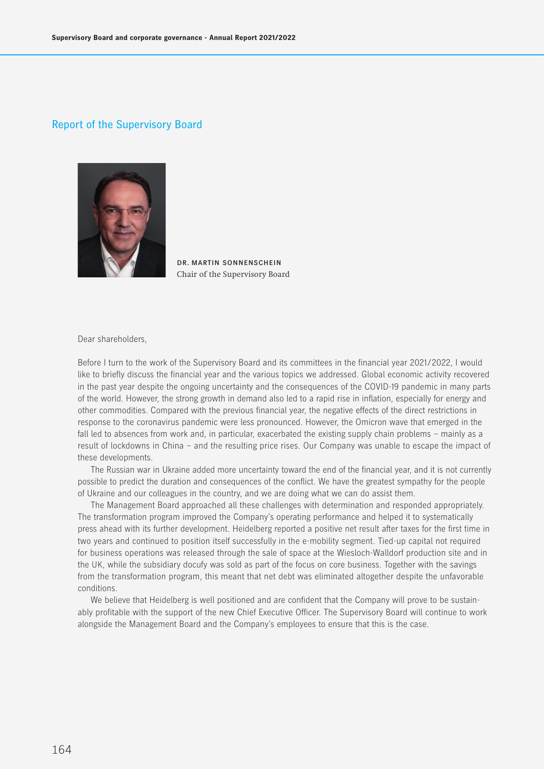## Report of the Supervisory Board

**DR. MARTIN SONNENSCHEIN**
Chair of the Supervisory Board

Dear shareholders,

Before I turn to the work of the Supervisory Board and its committees in the financial year 2021/2022, I would like to briefly discuss the financial year and the various topics we addressed. Global economic activity recovered in the past year despite the ongoing uncertainty and the consequences of the COVID-19 pandemic in many parts of the world. However, the strong growth in demand also led to a rapid rise in inflation, especially for energy and other commodities. Compared with the previous financial year, the negative effects of the direct restrictions in response to the coronavirus pandemic were less pronounced. However, the Omicron wave that emerged in the fall led to absences from work and, in particular, exacerbated the existing supply chain problems – mainly as a result of lockdowns in China – and the resulting price rises. Our Company was unable to escape the impact of these developments.

The Russian war in Ukraine added more uncertainty toward the end of the financial year, and it is not currently possible to predict the duration and consequences of the conflict. We have the greatest sympathy for the people of Ukraine and our colleagues in the country, and we are doing what we can do assist them.

The Management Board approached all these challenges with determination and responded appropriately. The transformation program improved the Company's operating performance and helped it to systematically press ahead with its further development. Heidelberg reported a positive net result after taxes for the first time in two years and continued to position itself successfully in the e-mobility segment. Tied-up capital not required for business operations was released through the sale of space at the Wiesloch-Walldorf production site and in the UK, while the subsidiary docufy was sold as part of the focus on core business. Together with the savings from the transformation program, this meant that net debt was eliminated altogether despite the unfavorable conditions.

We believe that Heidelberg is well positioned and are confident that the Company will prove to be sustainably profitable with the support of the new Chief Executive Officer. The Supervisory Board will continue to work alongside the Management Board and the Company's employees to ensure that this is the case.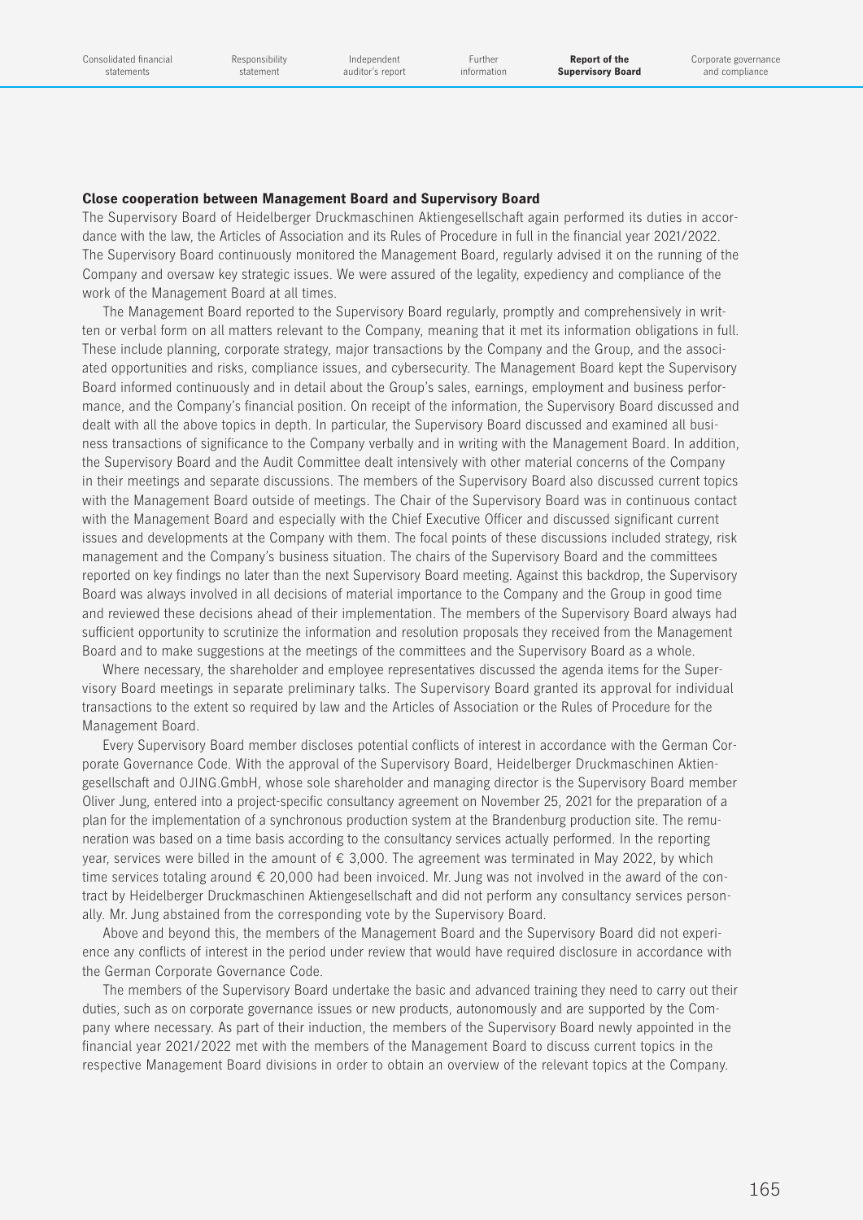**Close cooperation between Management Board and Supervisory Board**

The Supervisory Board of Heidelberger Druckmaschinen Aktiengesellschaft again performed its duties in accordance with the law, the Articles of Association and its Rules of Procedure in full in the financial year 2021/2022. The Supervisory Board continuously monitored the Management Board, regularly advised it on the running of the Company and oversaw key strategic issues. We were assured of the legality, expediency and compliance of the work of the Management Board at all times.

The Management Board reported to the Supervisory Board regularly, promptly and comprehensively in written or verbal form on all matters relevant to the Company, meaning that it met its information obligations in full. These include planning, corporate strategy, major transactions by the Company and the Group, and the associated opportunities and risks, compliance issues, and cybersecurity. The Management Board kept the Supervisory Board informed continuously and in detail about the Group's sales, earnings, employment and business performance, and the Company's financial position. On receipt of the information, the Supervisory Board discussed and dealt with all the above topics in depth. In particular, the Supervisory Board discussed and examined all business transactions of significance to the Company verbally and in writing with the Management Board. In addition, the Supervisory Board and the Audit Committee dealt intensively with other material concerns of the Company in their meetings and separate discussions. The members of the Supervisory Board also discussed current topics with the Management Board outside of meetings. The Chair of the Supervisory Board was in continuous contact with the Management Board and especially with the Chief Executive Officer and discussed significant current issues and developments at the Company with them. The focal points of these discussions included strategy, risk management and the Company's business situation. The chairs of the Supervisory Board and the committees reported on key findings no later than the next Supervisory Board meeting. Against this backdrop, the Supervisory Board was always involved in all decisions of material importance to the Company and the Group in good time and reviewed these decisions ahead of their implementation. The members of the Supervisory Board always had sufficient opportunity to scrutinize the information and resolution proposals they received from the Management Board and to make suggestions at the meetings of the committees and the Supervisory Board as a whole.

Where necessary, the shareholder and employee representatives discussed the agenda items for the Supervisory Board meetings in separate preliminary talks. The Supervisory Board granted its approval for individual transactions to the extent so required by law and the Articles of Association or the Rules of Procedure for the Management Board.

Every Supervisory Board member discloses potential conflicts of interest in accordance with the German Corporate Governance Code. With the approval of the Supervisory Board, Heidelberger Druckmaschinen Aktiengesellschaft and OJING.GmbH, whose sole shareholder and managing director is the Supervisory Board member Oliver Jung, entered into a project-specific consultancy agreement on November 25, 2021 for the preparation of a plan for the implementation of a synchronous production system at the Brandenburg production site. The remuneration was based on a time basis according to the consultancy services actually performed. In the reporting year, services were billed in the amount of € 3,000. The agreement was terminated in May 2022, by which time services totaling around € 20,000 had been invoiced. Mr. Jung was not involved in the award of the contract by Heidelberger Druckmaschinen Aktiengesellschaft and did not perform any consultancy services personally. Mr. Jung abstained from the corresponding vote by the Supervisory Board.

Above and beyond this, the members of the Management Board and the Supervisory Board did not experience any conflicts of interest in the period under review that would have required disclosure in accordance with the German Corporate Governance Code.

The members of the Supervisory Board undertake the basic and advanced training they need to carry out their duties, such as on corporate governance issues or new products, autonomously and are supported by the Company where necessary. As part of their induction, the members of the Supervisory Board newly appointed in the financial year 2021/2022 met with the members of the Management Board to discuss current topics in the respective Management Board divisions in order to obtain an overview of the relevant topics at the Company.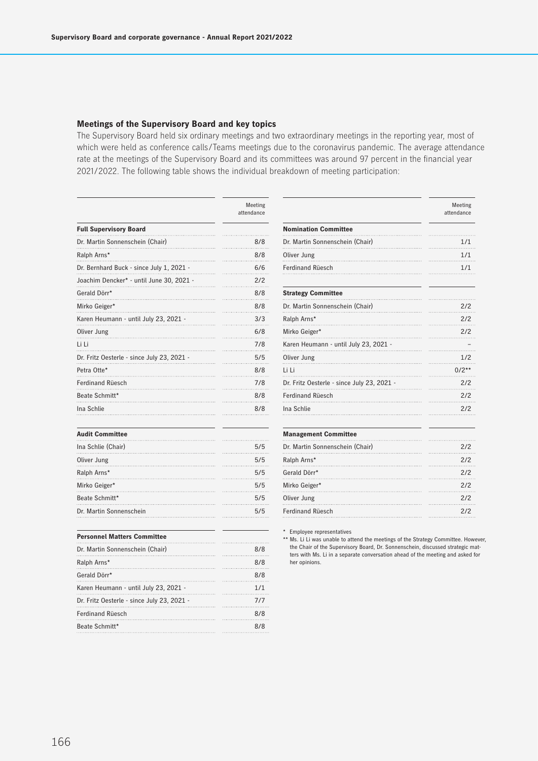### Meetings of the Supervisory Board and key topics

The Supervisory Board held six ordinary meetings and two extraordinary meetings in the reporting year, most of which were held as conference calls/Teams meetings due to the coronavirus pandemic. The average attendance rate at the meetings of the Supervisory Board and its committees was around 97 percent in the financial year 2021/2022. The following table shows the individual breakdown of meeting participation:

| | Meeting attendance |
|---|---|
| **Full Supervisory Board** | |
| Dr. Martin Sonnenschein (Chair) | 8/8 |
| Ralph Arns* | 8/8 |
| Dr. Bernhard Buck - since July 1, 2021 - | 6/6 |
| Joachim Dencker* - until June 30, 2021 - | 2/2 |
| Gerald Dörr* | 8/8 |
| Mirko Geiger* | 8/8 |
| Karen Heumann - until July 23, 2021 - | 3/3 |
| Oliver Jung | 6/8 |
| Li Li | 7/8 |
| Dr. Fritz Oesterle - since July 23, 2021 - | 5/5 |
| Petra Otte* | 8/8 |
| Ferdinand Rüesch | 7/8 |
| Beate Schmitt* | 8/8 |
| Ina Schlie | 8/8 |
| **Audit Committee** | |
| Ina Schlie (Chair) | 5/5 |
| Oliver Jung | 5/5 |
| Ralph Arns* | 5/5 |
| Mirko Geiger* | 5/5 |
| Beate Schmitt* | 5/5 |
| Dr. Martin Sonnenschein | 5/5 |
| **Personnel Matters Committee** | |
| Dr. Martin Sonnenschein (Chair) | 8/8 |
| Ralph Arns* | 8/8 |
| Gerald Dörr* | 8/8 |
| Karen Heumann - until July 23, 2021 - | 1/1 |
| Dr. Fritz Oesterle - since July 23, 2021 - | 7/7 |
| Ferdinand Rüesch | 8/8 |
| Beate Schmitt* | 8/8 |

| | Meeting attendance |
|---|---|
| **Nomination Committee** | |
| Dr. Martin Sonnenschein (Chair) | 1/1 |
| Oliver Jung | 1/1 |
| Ferdinand Rüesch | 1/1 |
| **Strategy Committee** | |
| Dr. Martin Sonnenschein (Chair) | 2/2 |
| Ralph Arns* | 2/2 |
| Mirko Geiger* | 2/2 |
| Karen Heumann - until July 23, 2021 - | – |
| Oliver Jung | 1/2 |
| Li Li | 0/2** |
| Dr. Fritz Oesterle - since July 23, 2021 - | 2/2 |
| Ferdinand Rüesch | 2/2 |
| Ina Schlie | 2/2 |
| **Management Committee** | |
| Dr. Martin Sonnenschein (Chair) | 2/2 |
| Ralph Arns* | 2/2 |
| Gerald Dörr* | 2/2 |
| Mirko Geiger* | 2/2 |
| Oliver Jung | 2/2 |
| Ferdinand Rüesch | 2/2 |

\* Employee representatives

\** Ms. Li Li was unable to attend the meetings of the Strategy Committee. However, the Chair of the Supervisory Board, Dr. Sonnenschein, discussed strategic matters with Ms. Li in a separate conversation ahead of the meeting and asked for her opinions.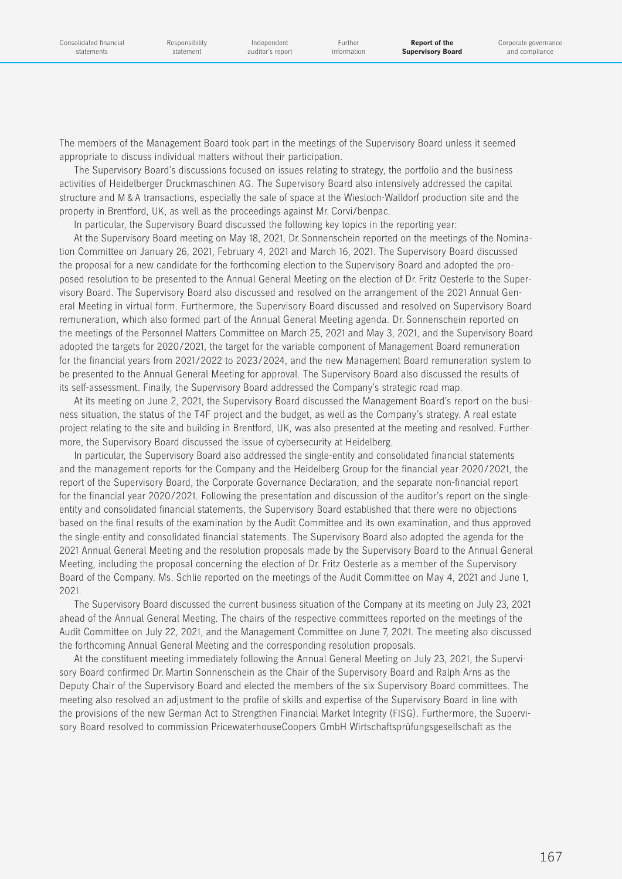The members of the Management Board took part in the meetings of the Supervisory Board unless it seemed appropriate to discuss individual matters without their participation.

The Supervisory Board's discussions focused on issues relating to strategy, the portfolio and the business activities of Heidelberger Druckmaschinen AG. The Supervisory Board also intensively addressed the capital structure and M&A transactions, especially the sale of space at the Wiesloch-Walldorf production site and the property in Brentford, UK, as well as the proceedings against Mr. Corvi/benpac.

In particular, the Supervisory Board discussed the following key topics in the reporting year:

At the Supervisory Board meeting on May 18, 2021, Dr. Sonnenschein reported on the meetings of the Nomination Committee on January 26, 2021, February 4, 2021 and March 16, 2021. The Supervisory Board discussed the proposal for a new candidate for the forthcoming election to the Supervisory Board and adopted the proposed resolution to be presented to the Annual General Meeting on the election of Dr. Fritz Oesterle to the Supervisory Board. The Supervisory Board also discussed and resolved on the arrangement of the 2021 Annual General Meeting in virtual form. Furthermore, the Supervisory Board discussed and resolved on Supervisory Board remuneration, which also formed part of the Annual General Meeting agenda. Dr. Sonnenschein reported on the meetings of the Personnel Matters Committee on March 25, 2021 and May 3, 2021, and the Supervisory Board adopted the targets for 2020/2021, the target for the variable component of Management Board remuneration for the financial years from 2021/2022 to 2023/2024, and the new Management Board remuneration system to be presented to the Annual General Meeting for approval. The Supervisory Board also discussed the results of its self-assessment. Finally, the Supervisory Board addressed the Company's strategic road map.

At its meeting on June 2, 2021, the Supervisory Board discussed the Management Board's report on the business situation, the status of the T4F project and the budget, as well as the Company's strategy. A real estate project relating to the site and building in Brentford, UK, was also presented at the meeting and resolved. Furthermore, the Supervisory Board discussed the issue of cybersecurity at Heidelberg.

In particular, the Supervisory Board also addressed the single-entity and consolidated financial statements and the management reports for the Company and the Heidelberg Group for the financial year 2020/2021, the report of the Supervisory Board, the Corporate Governance Declaration, and the separate non-financial report for the financial year 2020/2021. Following the presentation and discussion of the auditor's report on the single-entity and consolidated financial statements, the Supervisory Board established that there were no objections based on the final results of the examination by the Audit Committee and its own examination, and thus approved the single-entity and consolidated financial statements. The Supervisory Board also adopted the agenda for the 2021 Annual General Meeting and the resolution proposals made by the Supervisory Board to the Annual General Meeting, including the proposal concerning the election of Dr. Fritz Oesterle as a member of the Supervisory Board of the Company. Ms. Schlie reported on the meetings of the Audit Committee on May 4, 2021 and June 1, 2021.

The Supervisory Board discussed the current business situation of the Company at its meeting on July 23, 2021 ahead of the Annual General Meeting. The chairs of the respective committees reported on the meetings of the Audit Committee on July 22, 2021, and the Management Committee on June 7, 2021. The meeting also discussed the forthcoming Annual General Meeting and the corresponding resolution proposals.

At the constituent meeting immediately following the Annual General Meeting on July 23, 2021, the Supervisory Board confirmed Dr. Martin Sonnenschein as the Chair of the Supervisory Board and Ralph Arns as the Deputy Chair of the Supervisory Board and elected the members of the six Supervisory Board committees. The meeting also resolved an adjustment to the profile of skills and expertise of the Supervisory Board in line with the provisions of the new German Act to Strengthen Financial Market Integrity (FISG). Furthermore, the Supervisory Board resolved to commission PricewaterhouseCoopers GmbH Wirtschaftsprüfungsgesellschaft as the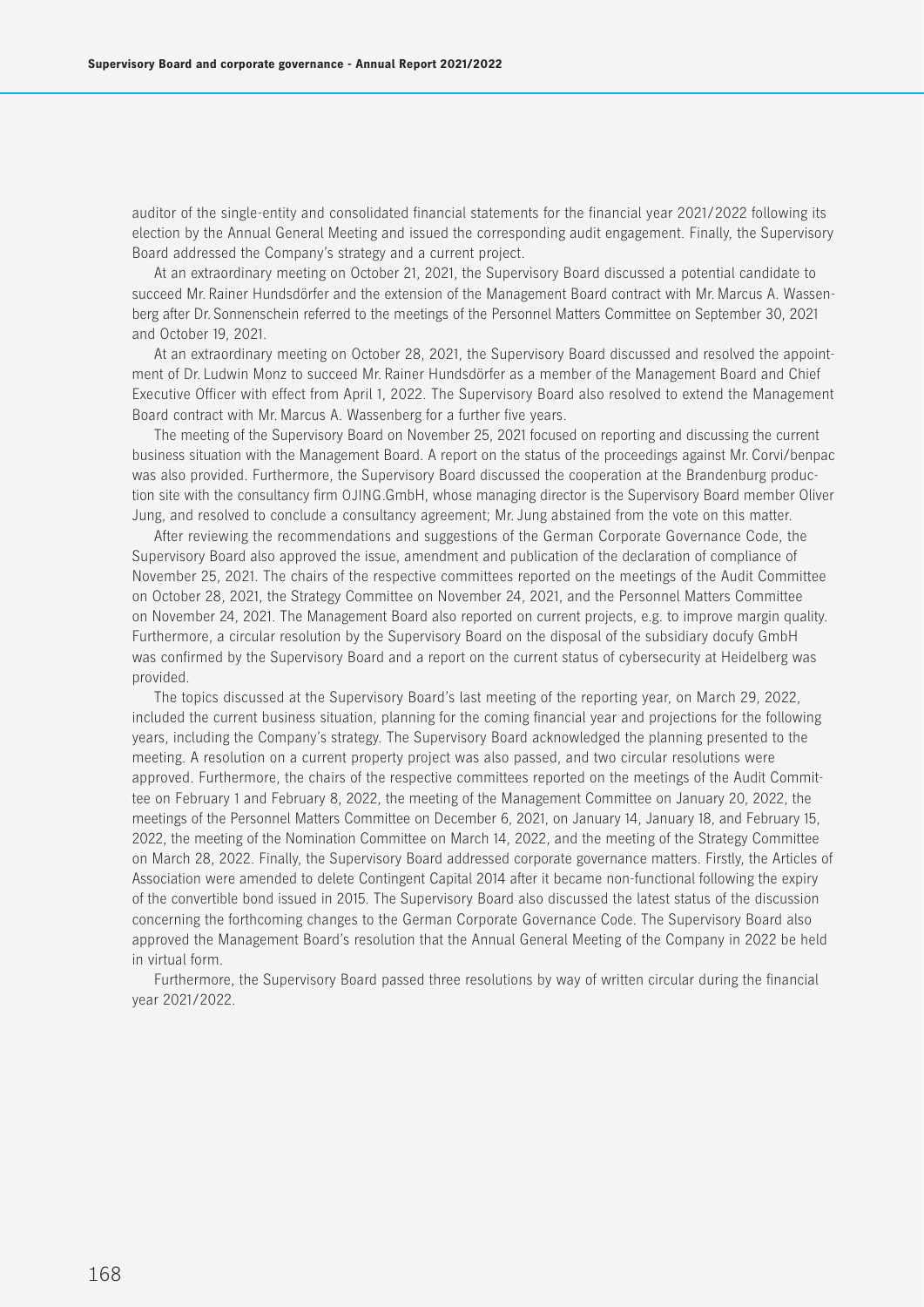auditor of the single-entity and consolidated financial statements for the financial year 2021/2022 following its election by the Annual General Meeting and issued the corresponding audit engagement. Finally, the Supervisory Board addressed the Company's strategy and a current project.

At an extraordinary meeting on October 21, 2021, the Supervisory Board discussed a potential candidate to succeed Mr. Rainer Hundsdörfer and the extension of the Management Board contract with Mr. Marcus A. Wassenberg after Dr. Sonnenschein referred to the meetings of the Personnel Matters Committee on September 30, 2021 and October 19, 2021.

At an extraordinary meeting on October 28, 2021, the Supervisory Board discussed and resolved the appointment of Dr. Ludwin Monz to succeed Mr. Rainer Hundsdörfer as a member of the Management Board and Chief Executive Officer with effect from April 1, 2022. The Supervisory Board also resolved to extend the Management Board contract with Mr. Marcus A. Wassenberg for a further five years.

The meeting of the Supervisory Board on November 25, 2021 focused on reporting and discussing the current business situation with the Management Board. A report on the status of the proceedings against Mr. Corvi/benpac was also provided. Furthermore, the Supervisory Board discussed the cooperation at the Brandenburg production site with the consultancy firm OJING.GmbH, whose managing director is the Supervisory Board member Oliver Jung, and resolved to conclude a consultancy agreement; Mr. Jung abstained from the vote on this matter.

After reviewing the recommendations and suggestions of the German Corporate Governance Code, the Supervisory Board also approved the issue, amendment and publication of the declaration of compliance of November 25, 2021. The chairs of the respective committees reported on the meetings of the Audit Committee on October 28, 2021, the Strategy Committee on November 24, 2021, and the Personnel Matters Committee on November 24, 2021. The Management Board also reported on current projects, e.g. to improve margin quality. Furthermore, a circular resolution by the Supervisory Board on the disposal of the subsidiary docufy GmbH was confirmed by the Supervisory Board and a report on the current status of cybersecurity at Heidelberg was provided.

The topics discussed at the Supervisory Board's last meeting of the reporting year, on March 29, 2022, included the current business situation, planning for the coming financial year and projections for the following years, including the Company's strategy. The Supervisory Board acknowledged the planning presented to the meeting. A resolution on a current property project was also passed, and two circular resolutions were approved. Furthermore, the chairs of the respective committees reported on the meetings of the Audit Committee on February 1 and February 8, 2022, the meeting of the Management Committee on January 20, 2022, the meetings of the Personnel Matters Committee on December 6, 2021, on January 14, January 18, and February 15, 2022, the meeting of the Nomination Committee on March 14, 2022, and the meeting of the Strategy Committee on March 28, 2022. Finally, the Supervisory Board addressed corporate governance matters. Firstly, the Articles of Association were amended to delete Contingent Capital 2014 after it became non-functional following the expiry of the convertible bond issued in 2015. The Supervisory Board also discussed the latest status of the discussion concerning the forthcoming changes to the German Corporate Governance Code. The Supervisory Board also approved the Management Board's resolution that the Annual General Meeting of the Company in 2022 be held in virtual form.

Furthermore, the Supervisory Board passed three resolutions by way of written circular during the financial year 2021/2022.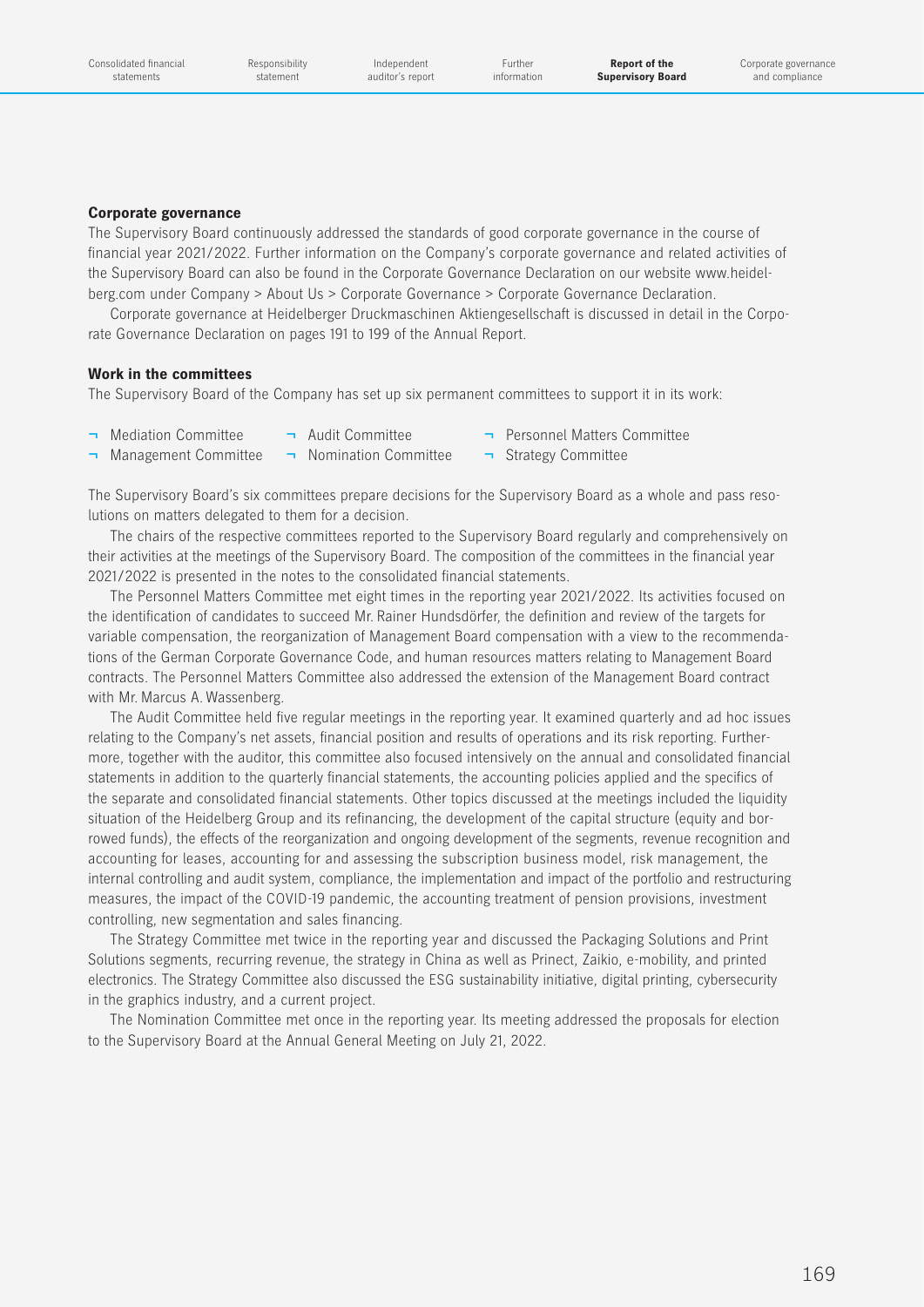**Corporate governance**

The Supervisory Board continuously addressed the standards of good corporate governance in the course of financial year 2021/2022. Further information on the Company's corporate governance and related activities of the Supervisory Board can also be found in the Corporate Governance Declaration on our website www.heidelberg.com under Company > About Us > Corporate Governance > Corporate Governance Declaration.

Corporate governance at Heidelberger Druckmaschinen Aktiengesellschaft is discussed in detail in the Corporate Governance Declaration on pages 191 to 199 of the Annual Report.

**Work in the committees**

The Supervisory Board of the Company has set up six permanent committees to support it in its work:

- Mediation Committee
- Management Committee
- Audit Committee
- Nomination Committee
- Personnel Matters Committee
- Strategy Committee

The Supervisory Board's six committees prepare decisions for the Supervisory Board as a whole and pass resolutions on matters delegated to them for a decision.

The chairs of the respective committees reported to the Supervisory Board regularly and comprehensively on their activities at the meetings of the Supervisory Board. The composition of the committees in the financial year 2021/2022 is presented in the notes to the consolidated financial statements.

The Personnel Matters Committee met eight times in the reporting year 2021/2022. Its activities focused on the identification of candidates to succeed Mr. Rainer Hundsdörfer, the definition and review of the targets for variable compensation, the reorganization of Management Board compensation with a view to the recommendations of the German Corporate Governance Code, and human resources matters relating to Management Board contracts. The Personnel Matters Committee also addressed the extension of the Management Board contract with Mr. Marcus A. Wassenberg.

The Audit Committee held five regular meetings in the reporting year. It examined quarterly and ad hoc issues relating to the Company's net assets, financial position and results of operations and its risk reporting. Furthermore, together with the auditor, this committee also focused intensively on the annual and consolidated financial statements in addition to the quarterly financial statements, the accounting policies applied and the specifics of the separate and consolidated financial statements. Other topics discussed at the meetings included the liquidity situation of the Heidelberg Group and its refinancing, the development of the capital structure (equity and borrowed funds), the effects of the reorganization and ongoing development of the segments, revenue recognition and accounting for leases, accounting for and assessing the subscription business model, risk management, the internal controlling and audit system, compliance, the implementation and impact of the portfolio and restructuring measures, the impact of the COVID-19 pandemic, the accounting treatment of pension provisions, investment controlling, new segmentation and sales financing.

The Strategy Committee met twice in the reporting year and discussed the Packaging Solutions and Print Solutions segments, recurring revenue, the strategy in China as well as Prinect, Zaikio, e-mobility, and printed electronics. The Strategy Committee also discussed the ESG sustainability initiative, digital printing, cybersecurity in the graphics industry, and a current project.

The Nomination Committee met once in the reporting year. Its meeting addressed the proposals for election to the Supervisory Board at the Annual General Meeting on July 21, 2022.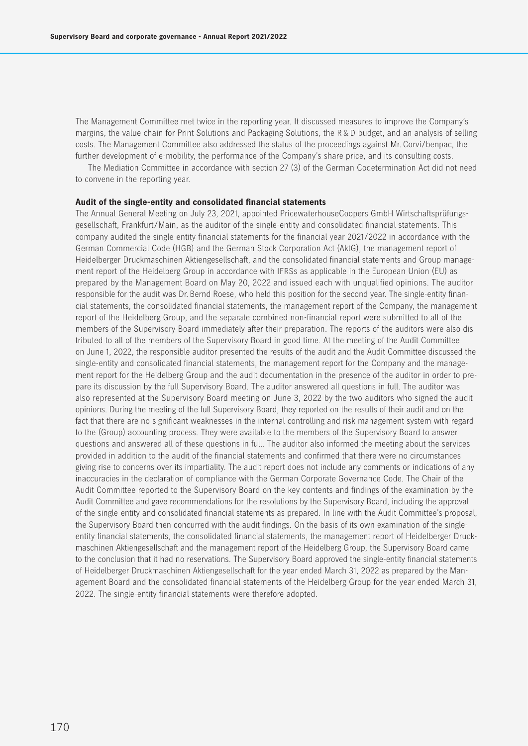The Management Committee met twice in the reporting year. It discussed measures to improve the Company's margins, the value chain for Print Solutions and Packaging Solutions, the R&D budget, and an analysis of selling costs. The Management Committee also addressed the status of the proceedings against Mr. Corvi/benpac, the further development of e-mobility, the performance of the Company's share price, and its consulting costs.

The Mediation Committee in accordance with section 27 (3) of the German Codetermination Act did not need to convene in the reporting year.

**Audit of the single-entity and consolidated financial statements**

The Annual General Meeting on July 23, 2021, appointed PricewaterhouseCoopers GmbH Wirtschaftsprüfungsgesellschaft, Frankfurt/Main, as the auditor of the single-entity and consolidated financial statements. This company audited the single-entity financial statements for the financial year 2021/2022 in accordance with the German Commercial Code (HGB) and the German Stock Corporation Act (AktG), the management report of Heidelberger Druckmaschinen Aktiengesellschaft, and the consolidated financial statements and Group management report of the Heidelberg Group in accordance with IFRSs as applicable in the European Union (EU) as prepared by the Management Board on May 20, 2022 and issued each with unqualified opinions. The auditor responsible for the audit was Dr. Bernd Roese, who held this position for the second year. The single-entity financial statements, the consolidated financial statements, the management report of the Company, the management report of the Heidelberg Group, and the separate combined non-financial report were submitted to all of the members of the Supervisory Board immediately after their preparation. The reports of the auditors were also distributed to all of the members of the Supervisory Board in good time. At the meeting of the Audit Committee on June 1, 2022, the responsible auditor presented the results of the audit and the Audit Committee discussed the single-entity and consolidated financial statements, the management report for the Company and the management report for the Heidelberg Group and the audit documentation in the presence of the auditor in order to prepare its discussion by the full Supervisory Board. The auditor answered all questions in full. The auditor was also represented at the Supervisory Board meeting on June 3, 2022 by the two auditors who signed the audit opinions. During the meeting of the full Supervisory Board, they reported on the results of their audit and on the fact that there are no significant weaknesses in the internal controlling and risk management system with regard to the (Group) accounting process. They were available to the members of the Supervisory Board to answer questions and answered all of these questions in full. The auditor also informed the meeting about the services provided in addition to the audit of the financial statements and confirmed that there were no circumstances giving rise to concerns over its impartiality. The audit report does not include any comments or indications of any inaccuracies in the declaration of compliance with the German Corporate Governance Code. The Chair of the Audit Committee reported to the Supervisory Board on the key contents and findings of the examination by the Audit Committee and gave recommendations for the resolutions by the Supervisory Board, including the approval of the single-entity and consolidated financial statements as prepared. In line with the Audit Committee's proposal, the Supervisory Board then concurred with the audit findings. On the basis of its own examination of the single-entity financial statements, the consolidated financial statements, the management report of Heidelberger Druckmaschinen Aktiengesellschaft and the management report of the Heidelberg Group, the Supervisory Board came to the conclusion that it had no reservations. The Supervisory Board approved the single-entity financial statements of Heidelberger Druckmaschinen Aktiengesellschaft for the year ended March 31, 2022 as prepared by the Management Board and the consolidated financial statements of the Heidelberg Group for the year ended March 31, 2022. The single-entity financial statements were therefore adopted.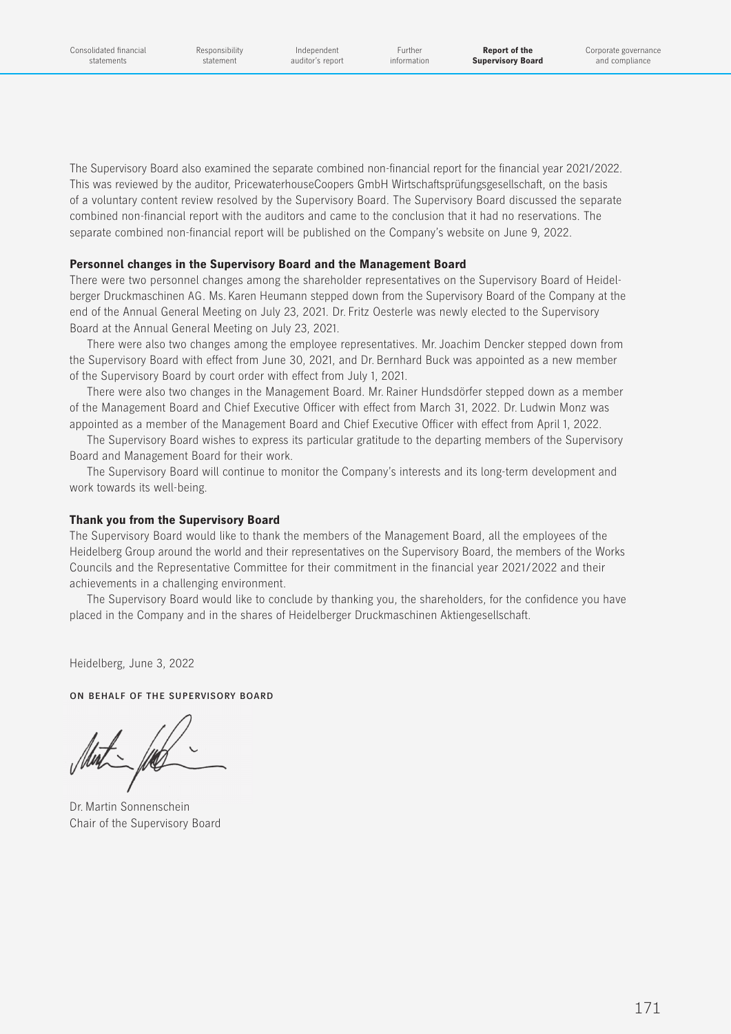The Supervisory Board also examined the separate combined non-financial report for the financial year 2021/2022. This was reviewed by the auditor, PricewaterhouseCoopers GmbH Wirtschaftsprüfungsgesellschaft, on the basis of a voluntary content review resolved by the Supervisory Board. The Supervisory Board discussed the separate combined non-financial report with the auditors and came to the conclusion that it had no reservations. The separate combined non-financial report will be published on the Company's website on June 9, 2022.

**Personnel changes in the Supervisory Board and the Management Board**

There were two personnel changes among the shareholder representatives on the Supervisory Board of Heidelberger Druckmaschinen AG. Ms. Karen Heumann stepped down from the Supervisory Board of the Company at the end of the Annual General Meeting on July 23, 2021. Dr. Fritz Oesterle was newly elected to the Supervisory Board at the Annual General Meeting on July 23, 2021.

There were also two changes among the employee representatives. Mr. Joachim Dencker stepped down from the Supervisory Board with effect from June 30, 2021, and Dr. Bernhard Buck was appointed as a new member of the Supervisory Board by court order with effect from July 1, 2021.

There were also two changes in the Management Board. Mr. Rainer Hundsdörfer stepped down as a member of the Management Board and Chief Executive Officer with effect from March 31, 2022. Dr. Ludwin Monz was appointed as a member of the Management Board and Chief Executive Officer with effect from April 1, 2022.

The Supervisory Board wishes to express its particular gratitude to the departing members of the Supervisory Board and Management Board for their work.

The Supervisory Board will continue to monitor the Company's interests and its long-term development and work towards its well-being.

**Thank you from the Supervisory Board**

The Supervisory Board would like to thank the members of the Management Board, all the employees of the Heidelberg Group around the world and their representatives on the Supervisory Board, the members of the Works Councils and the Representative Committee for their commitment in the financial year 2021/2022 and their achievements in a challenging environment.

The Supervisory Board would like to conclude by thanking you, the shareholders, for the confidence you have placed in the Company and in the shares of Heidelberger Druckmaschinen Aktiengesellschaft.

Heidelberg, June 3, 2022

ON BEHALF OF THE SUPERVISORY BOARD

Dr. Martin Sonnenschein
Chair of the Supervisory Board